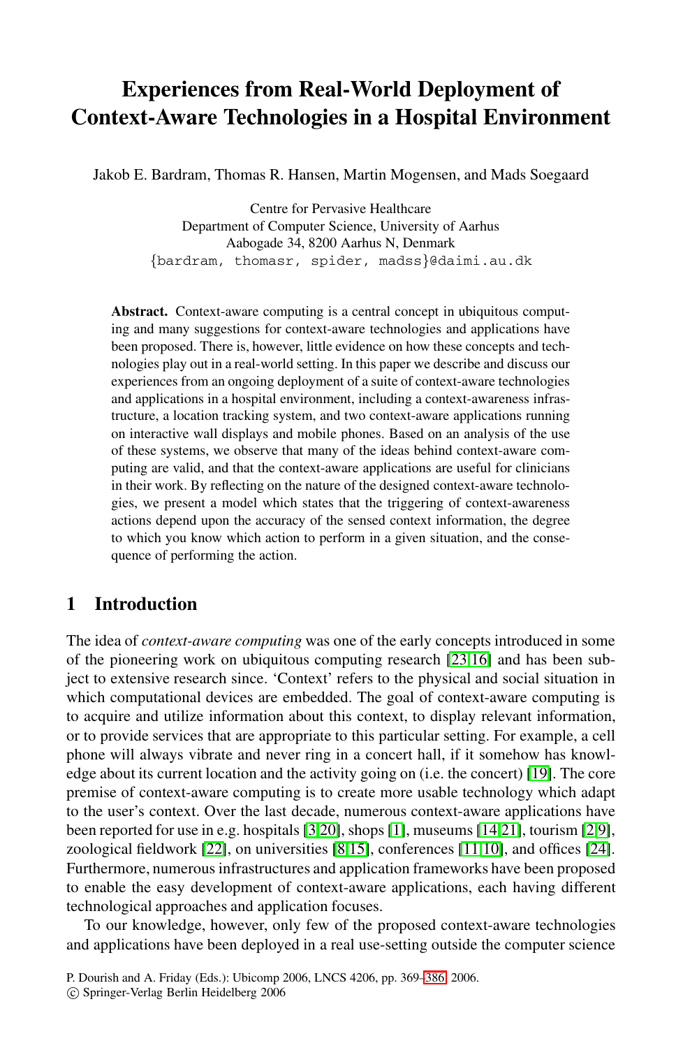# Experiences from Real-World Deployment of Context-Aware Technologies in a Hospital Environment

Jakob E. Bardram, Thomas R. Hansen, Martin Mogensen, and Mads Soegaard

Centre for Pervasive Healthcare
Department of Computer Science, University of Aarhus
Aabogade 34, 8200 Aarhus N, Denmark
{bardram, thomasr, spider, madss}@daimi.au.dk

**Abstract.** Context-aware computing is a central concept in ubiquitous computing and many suggestions for context-aware technologies and applications have been proposed. There is, however, little evidence on how these concepts and technologies play out in a real-world setting. In this paper we describe and discuss our experiences from an ongoing deployment of a suite of context-aware technologies and applications in a hospital environment, including a context-awareness infrastructure, a location tracking system, and two context-aware applications running on interactive wall displays and mobile phones. Based on an analysis of the use of these systems, we observe that many of the ideas behind context-aware computing are valid, and that the context-aware applications are useful for clinicians in their work. By reflecting on the nature of the designed context-aware technologies, we present a model which states that the triggering of context-awareness actions depend upon the accuracy of the sensed context information, the degree to which you know which action to perform in a given situation, and the consequence of performing the action.

## 1 Introduction

The idea of *context-aware computing* was one of the early concepts introduced in some of the pioneering work on ubiquitous computing research [23,16] and has been subject to extensive research since. 'Context' refers to the physical and social situation in which computational devices are embedded. The goal of context-aware computing is to acquire and utilize information about this context, to display relevant information, or to provide services that are appropriate to this particular setting. For example, a cell phone will always vibrate and never ring in a concert hall, if it somehow has knowledge about its current location and the activity going on (i.e. the concert) [19]. The core premise of context-aware computing is to create more usable technology which adapt to the user's context. Over the last decade, numerous context-aware applications have been reported for use in e.g. hospitals [3,20], shops [1], museums [14,21], tourism [2,9], zoological fieldwork [22], on universities [8,15], conferences [11,10], and offices [24]. Furthermore, numerous infrastructures and application frameworks have been proposed to enable the easy development of context-aware applications, each having different technological approaches and application focuses.

To our knowledge, however, only few of the proposed context-aware technologies and applications have been deployed in a real use-setting outside the computer science

P. Dourish and A. Friday (Eds.): Ubicomp 2006, LNCS 4206, pp. 369–386, 2006.
© Springer-Verlag Berlin Heidelberg 2006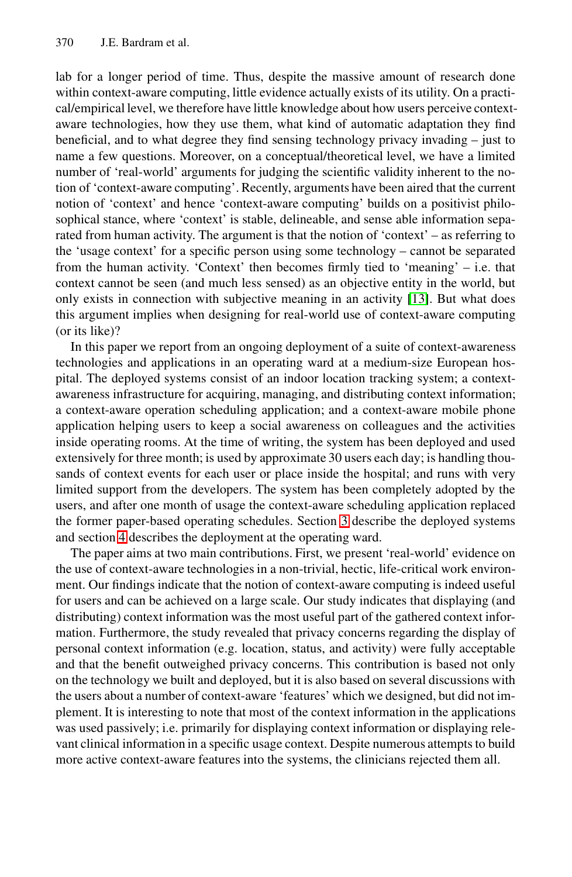lab for a longer period of time. Thus, despite the massive amount of research done within context-aware computing, little evidence actually exists of its utility. On a practical/empirical level, we therefore have little knowledge about how users perceive context-aware technologies, how they use them, what kind of automatic adaptation they find beneficial, and to what degree they find sensing technology privacy invading – just to name a few questions. Moreover, on a conceptual/theoretical level, we have a limited number of 'real-world' arguments for judging the scientific validity inherent to the notion of 'context-aware computing'. Recently, arguments have been aired that the current notion of 'context' and hence 'context-aware computing' builds on a positivist philosophical stance, where 'context' is stable, delineable, and sense able information separated from human activity. The argument is that the notion of 'context' – as referring to the 'usage context' for a specific person using some technology – cannot be separated from the human activity. 'Context' then becomes firmly tied to 'meaning' – i.e. that context cannot be seen (and much less sensed) as an objective entity in the world, but only exists in connection with subjective meaning in an activity [13]. But what does this argument implies when designing for real-world use of context-aware computing (or its like)?

In this paper we report from an ongoing deployment of a suite of context-awareness technologies and applications in an operating ward at a medium-size European hospital. The deployed systems consist of an indoor location tracking system; a context-awareness infrastructure for acquiring, managing, and distributing context information; a context-aware operation scheduling application; and a context-aware mobile phone application helping users to keep a social awareness on colleagues and the activities inside operating rooms. At the time of writing, the system has been deployed and used extensively for three month; is used by approximate 30 users each day; is handling thousands of context events for each user or place inside the hospital; and runs with very limited support from the developers. The system has been completely adopted by the users, and after one month of usage the context-aware scheduling application replaced the former paper-based operating schedules. Section 3 describe the deployed systems and section 4 describes the deployment at the operating ward.

The paper aims at two main contributions. First, we present 'real-world' evidence on the use of context-aware technologies in a non-trivial, hectic, life-critical work environment. Our findings indicate that the notion of context-aware computing is indeed useful for users and can be achieved on a large scale. Our study indicates that displaying (and distributing) context information was the most useful part of the gathered context information. Furthermore, the study revealed that privacy concerns regarding the display of personal context information (e.g. location, status, and activity) were fully acceptable and that the benefit outweighed privacy concerns. This contribution is based not only on the technology we built and deployed, but it is also based on several discussions with the users about a number of context-aware 'features' which we designed, but did not implement. It is interesting to note that most of the context information in the applications was used passively; i.e. primarily for displaying context information or displaying relevant clinical information in a specific usage context. Despite numerous attempts to build more active context-aware features into the systems, the clinicians rejected them all.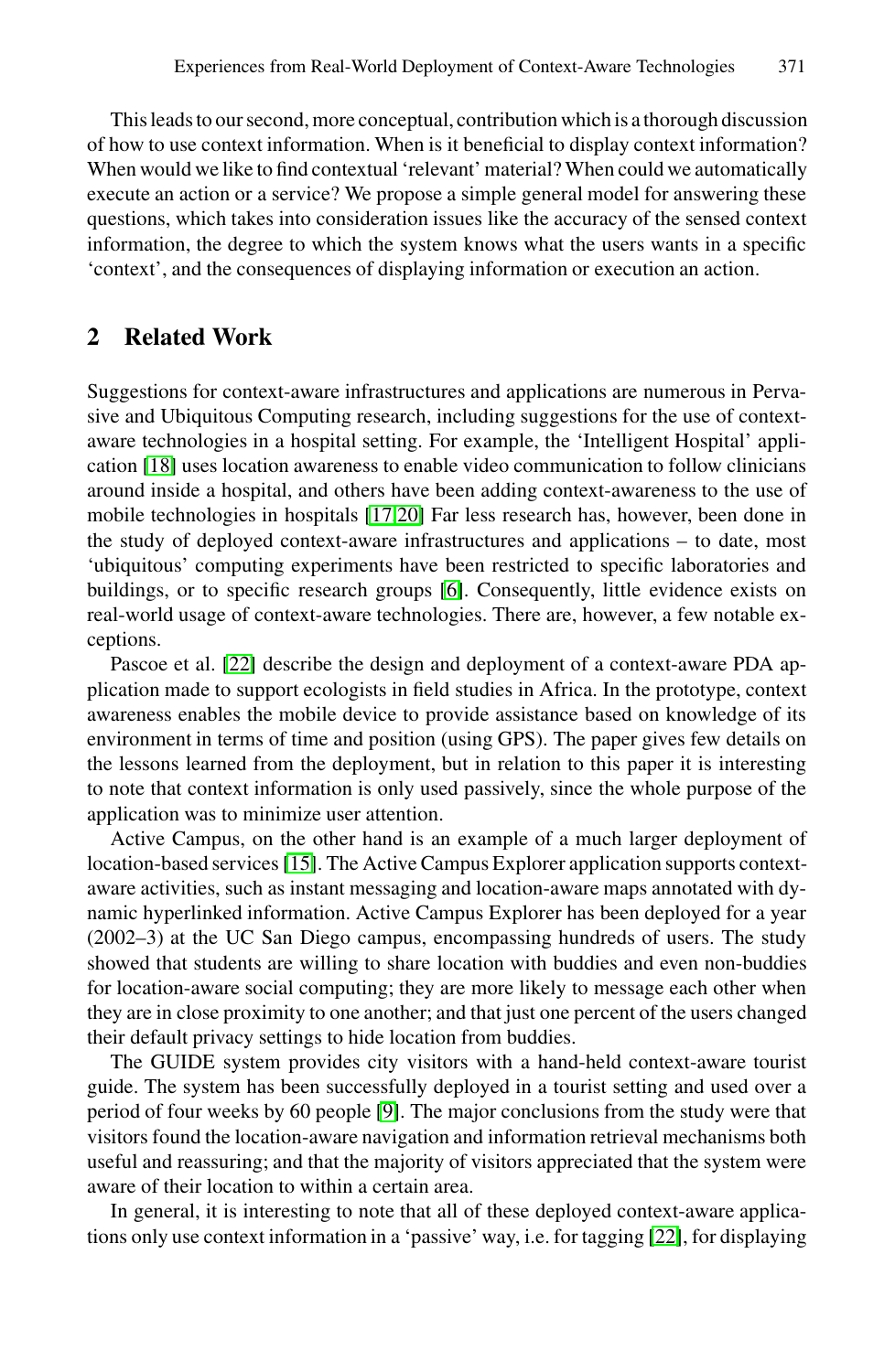This leads to our second, more conceptual, contribution which is a thorough discussion of how to use context information. When is it beneficial to display context information? When would we like to find contextual 'relevant' material? When could we automatically execute an action or a service? We propose a simple general model for answering these questions, which takes into consideration issues like the accuracy of the sensed context information, the degree to which the system knows what the users wants in a specific 'context', and the consequences of displaying information or execution an action.

## 2 Related Work

Suggestions for context-aware infrastructures and applications are numerous in Pervasive and Ubiquitous Computing research, including suggestions for the use of context-aware technologies in a hospital setting. For example, the 'Intelligent Hospital' application [18] uses location awareness to enable video communication to follow clinicians around inside a hospital, and others have been adding context-awareness to the use of mobile technologies in hospitals [17,20] Far less research has, however, been done in the study of deployed context-aware infrastructures and applications – to date, most 'ubiquitous' computing experiments have been restricted to specific laboratories and buildings, or to specific research groups [6]. Consequently, little evidence exists on real-world usage of context-aware technologies. There are, however, a few notable exceptions.

Pascoe et al. [22] describe the design and deployment of a context-aware PDA application made to support ecologists in field studies in Africa. In the prototype, context awareness enables the mobile device to provide assistance based on knowledge of its environment in terms of time and position (using GPS). The paper gives few details on the lessons learned from the deployment, but in relation to this paper it is interesting to note that context information is only used passively, since the whole purpose of the application was to minimize user attention.

Active Campus, on the other hand is an example of a much larger deployment of location-based services [15]. The Active Campus Explorer application supports context-aware activities, such as instant messaging and location-aware maps annotated with dynamic hyperlinked information. Active Campus Explorer has been deployed for a year (2002–3) at the UC San Diego campus, encompassing hundreds of users. The study showed that students are willing to share location with buddies and even non-buddies for location-aware social computing; they are more likely to message each other when they are in close proximity to one another; and that just one percent of the users changed their default privacy settings to hide location from buddies.

The GUIDE system provides city visitors with a hand-held context-aware tourist guide. The system has been successfully deployed in a tourist setting and used over a period of four weeks by 60 people [9]. The major conclusions from the study were that visitors found the location-aware navigation and information retrieval mechanisms both useful and reassuring; and that the majority of visitors appreciated that the system were aware of their location to within a certain area.

In general, it is interesting to note that all of these deployed context-aware applications only use context information in a 'passive' way, i.e. for tagging [22], for displaying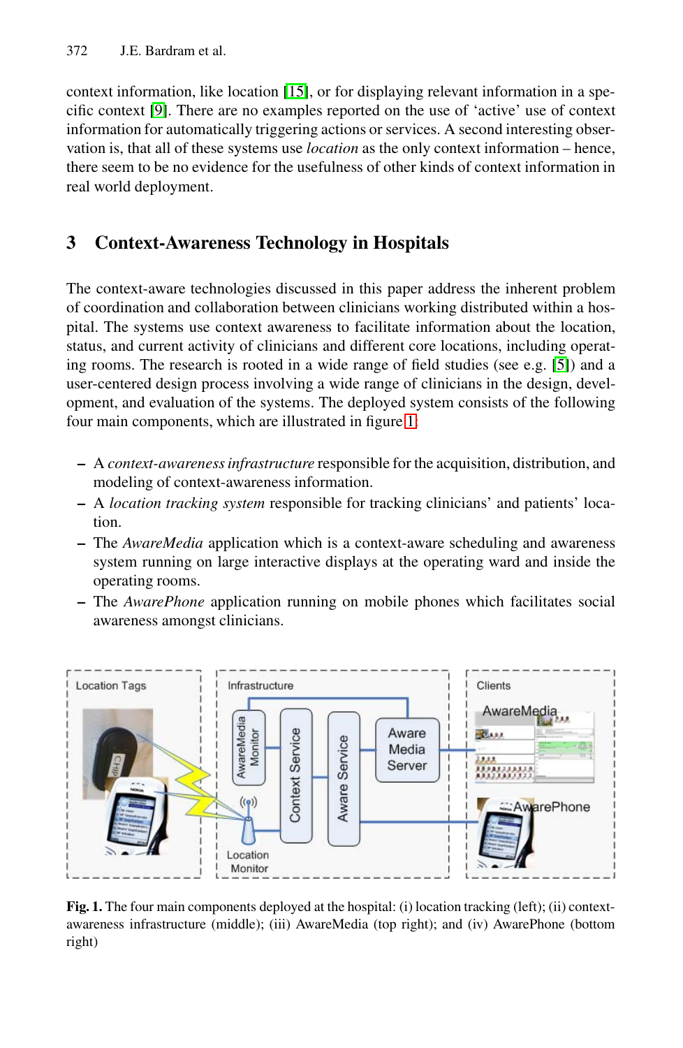context information, like location [15], or for displaying relevant information in a specific context [9]. There are no examples reported on the use of 'active' use of context information for automatically triggering actions or services. A second interesting observation is, that all of these systems use *location* as the only context information – hence, there seem to be no evidence for the usefulness of other kinds of context information in real world deployment.

## 3 Context-Awareness Technology in Hospitals

The context-aware technologies discussed in this paper address the inherent problem of coordination and collaboration between clinicians working distributed within a hospital. The systems use context awareness to facilitate information about the location, status, and current activity of clinicians and different core locations, including operating rooms. The research is rooted in a wide range of field studies (see e.g. [5]) and a user-centered design process involving a wide range of clinicians in the design, development, and evaluation of the systems. The deployed system consists of the following four main components, which are illustrated in figure 1.

- A *context-awareness infrastructure* responsible for the acquisition, distribution, and modeling of context-awareness information.
- A *location tracking system* responsible for tracking clinicians' and patients' location.
- The *AwareMedia* application which is a context-aware scheduling and awareness system running on large interactive displays at the operating ward and inside the operating rooms.
- The *AwarePhone* application running on mobile phones which facilitates social awareness amongst clinicians.

**Fig. 1.** The four main components deployed at the hospital: (i) location tracking (left); (ii) context-awareness infrastructure (middle); (iii) AwareMedia (top right); and (iv) AwarePhone (bottom right)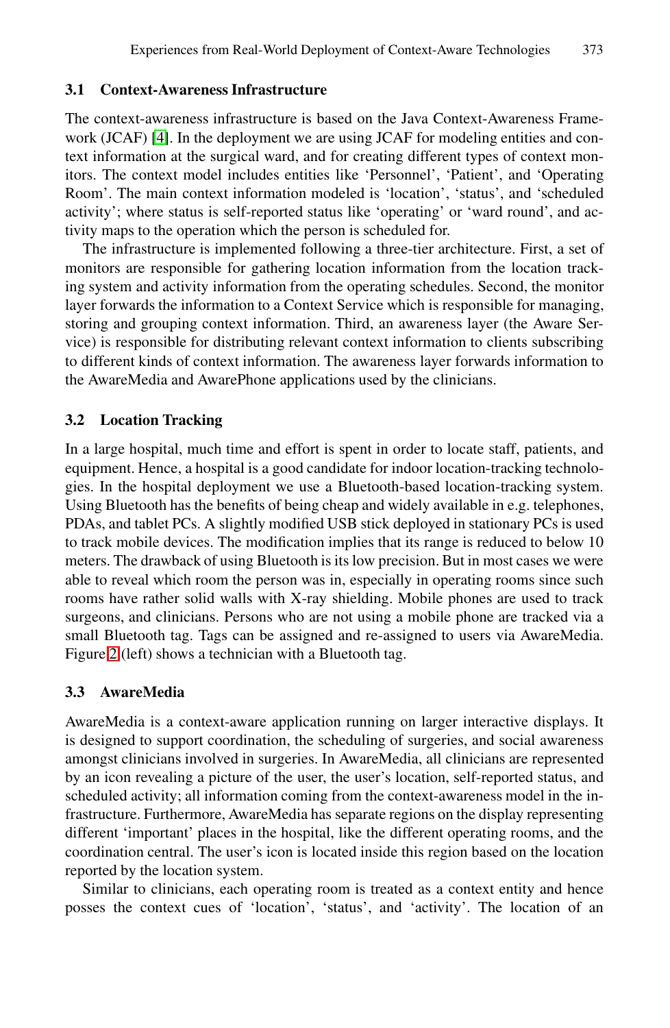### 3.1 Context-Awareness Infrastructure

The context-awareness infrastructure is based on the Java Context-Awareness Framework (JCAF) [4]. In the deployment we are using JCAF for modeling entities and context information at the surgical ward, and for creating different types of context monitors. The context model includes entities like 'Personnel', 'Patient', and 'Operating Room'. The main context information modeled is 'location', 'status', and 'scheduled activity'; where status is self-reported status like 'operating' or 'ward round', and activity maps to the operation which the person is scheduled for.

The infrastructure is implemented following a three-tier architecture. First, a set of monitors are responsible for gathering location information from the location tracking system and activity information from the operating schedules. Second, the monitor layer forwards the information to a Context Service which is responsible for managing, storing and grouping context information. Third, an awareness layer (the Aware Service) is responsible for distributing relevant context information to clients subscribing to different kinds of context information. The awareness layer forwards information to the AwareMedia and AwarePhone applications used by the clinicians.

### 3.2 Location Tracking

In a large hospital, much time and effort is spent in order to locate staff, patients, and equipment. Hence, a hospital is a good candidate for indoor location-tracking technologies. In the hospital deployment we use a Bluetooth-based location-tracking system. Using Bluetooth has the benefits of being cheap and widely available in e.g. telephones, PDAs, and tablet PCs. A slightly modified USB stick deployed in stationary PCs is used to track mobile devices. The modification implies that its range is reduced to below 10 meters. The drawback of using Bluetooth is its low precision. But in most cases we were able to reveal which room the person was in, especially in operating rooms since such rooms have rather solid walls with X-ray shielding. Mobile phones are used to track surgeons, and clinicians. Persons who are not using a mobile phone are tracked via a small Bluetooth tag. Tags can be assigned and re-assigned to users via AwareMedia. Figure 2 (left) shows a technician with a Bluetooth tag.

### 3.3 AwareMedia

AwareMedia is a context-aware application running on larger interactive displays. It is designed to support coordination, the scheduling of surgeries, and social awareness amongst clinicians involved in surgeries. In AwareMedia, all clinicians are represented by an icon revealing a picture of the user, the user's location, self-reported status, and scheduled activity; all information coming from the context-awareness model in the infrastructure. Furthermore, AwareMedia has separate regions on the display representing different 'important' places in the hospital, like the different operating rooms, and the coordination central. The user's icon is located inside this region based on the location reported by the location system.

Similar to clinicians, each operating room is treated as a context entity and hence posses the context cues of 'location', 'status', and 'activity'. The location of an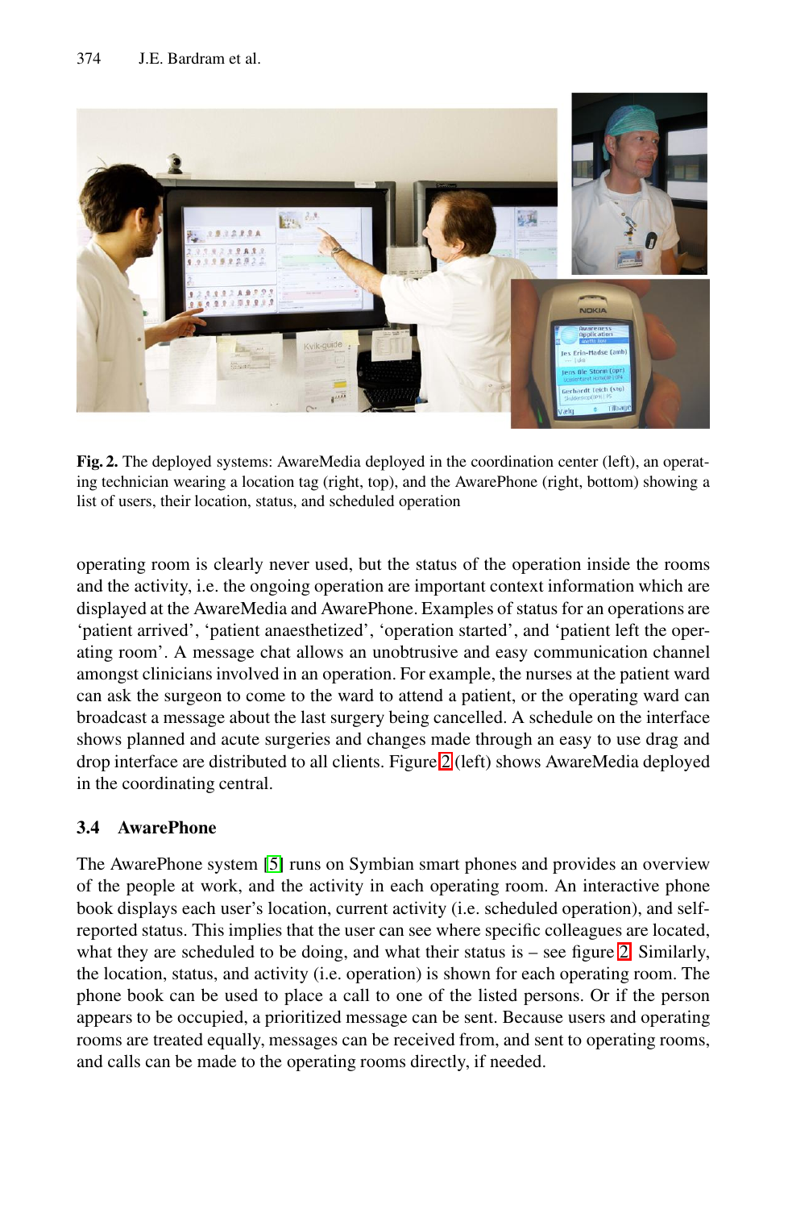**Fig. 2.** The deployed systems: AwareMedia deployed in the coordination center (left), an operating technician wearing a location tag (right, top), and the AwarePhone (right, bottom) showing a list of users, their location, status, and scheduled operation

operating room is clearly never used, but the status of the operation inside the rooms and the activity, i.e. the ongoing operation are important context information which are displayed at the AwareMedia and AwarePhone. Examples of status for an operations are 'patient arrived', 'patient anaesthetized', 'operation started', and 'patient left the operating room'. A message chat allows an unobtrusive and easy communication channel amongst clinicians involved in an operation. For example, the nurses at the patient ward can ask the surgeon to come to the ward to attend a patient, or the operating ward can broadcast a message about the last surgery being cancelled. A schedule on the interface shows planned and acute surgeries and changes made through an easy to use drag and drop interface are distributed to all clients. Figure 2 (left) shows AwareMedia deployed in the coordinating central.

### 3.4 AwarePhone

The AwarePhone system [5] runs on Symbian smart phones and provides an overview of the people at work, and the activity in each operating room. An interactive phone book displays each user's location, current activity (i.e. scheduled operation), and self-reported status. This implies that the user can see where specific colleagues are located, what they are scheduled to be doing, and what their status is – see figure 2. Similarly, the location, status, and activity (i.e. operation) is shown for each operating room. The phone book can be used to place a call to one of the listed persons. Or if the person appears to be occupied, a prioritized message can be sent. Because users and operating rooms are treated equally, messages can be received from, and sent to operating rooms, and calls can be made to the operating rooms directly, if needed.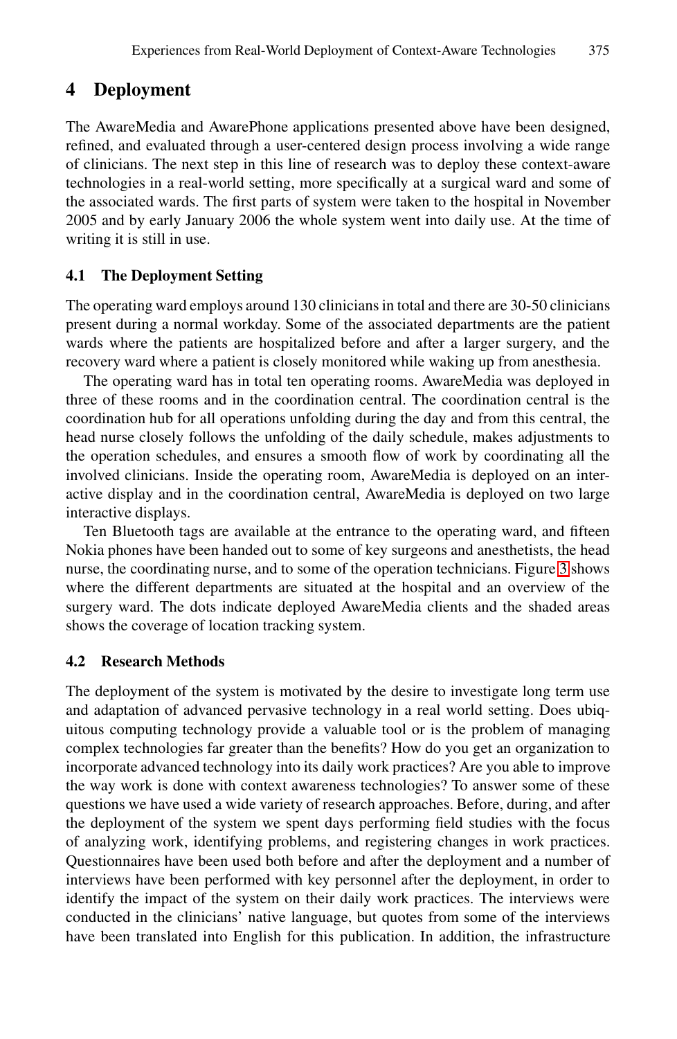## 4 Deployment

The AwareMedia and AwarePhone applications presented above have been designed, refined, and evaluated through a user-centered design process involving a wide range of clinicians. The next step in this line of research was to deploy these context-aware technologies in a real-world setting, more specifically at a surgical ward and some of the associated wards. The first parts of system were taken to the hospital in November 2005 and by early January 2006 the whole system went into daily use. At the time of writing it is still in use.

### 4.1 The Deployment Setting

The operating ward employs around 130 clinicians in total and there are 30-50 clinicians present during a normal workday. Some of the associated departments are the patient wards where the patients are hospitalized before and after a larger surgery, and the recovery ward where a patient is closely monitored while waking up from anesthesia.

The operating ward has in total ten operating rooms. AwareMedia was deployed in three of these rooms and in the coordination central. The coordination central is the coordination hub for all operations unfolding during the day and from this central, the head nurse closely follows the unfolding of the daily schedule, makes adjustments to the operation schedules, and ensures a smooth flow of work by coordinating all the involved clinicians. Inside the operating room, AwareMedia is deployed on an interactive display and in the coordination central, AwareMedia is deployed on two large interactive displays.

Ten Bluetooth tags are available at the entrance to the operating ward, and fifteen Nokia phones have been handed out to some of key surgeons and anesthetists, the head nurse, the coordinating nurse, and to some of the operation technicians. Figure 3 shows where the different departments are situated at the hospital and an overview of the surgery ward. The dots indicate deployed AwareMedia clients and the shaded areas shows the coverage of location tracking system.

### 4.2 Research Methods

The deployment of the system is motivated by the desire to investigate long term use and adaptation of advanced pervasive technology in a real world setting. Does ubiquitous computing technology provide a valuable tool or is the problem of managing complex technologies far greater than the benefits? How do you get an organization to incorporate advanced technology into its daily work practices? Are you able to improve the way work is done with context awareness technologies? To answer some of these questions we have used a wide variety of research approaches. Before, during, and after the deployment of the system we spent days performing field studies with the focus of analyzing work, identifying problems, and registering changes in work practices. Questionnaires have been used both before and after the deployment and a number of interviews have been performed with key personnel after the deployment, in order to identify the impact of the system on their daily work practices. The interviews were conducted in the clinicians' native language, but quotes from some of the interviews have been translated into English for this publication. In addition, the infrastructure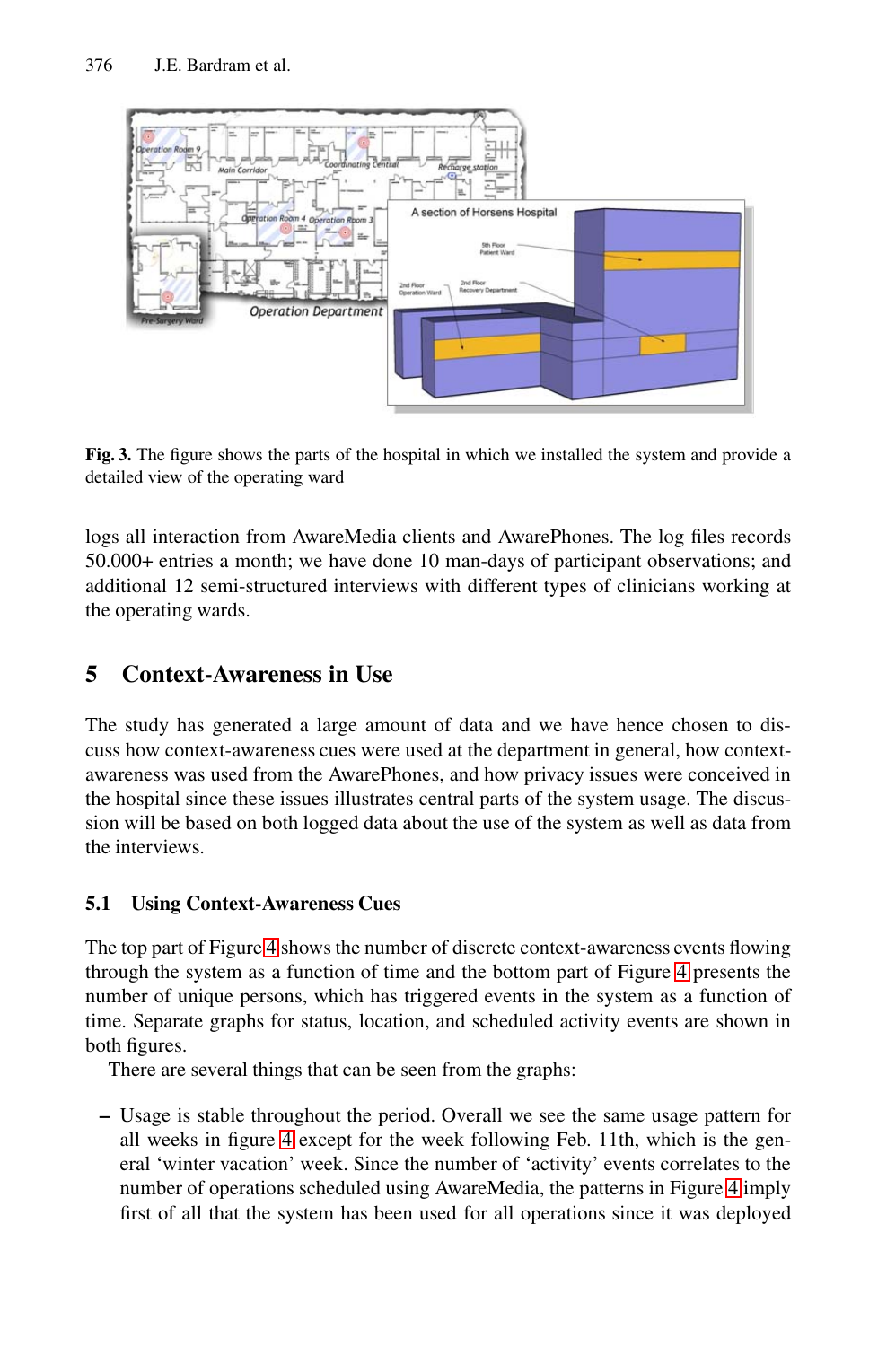**Fig. 3.** The figure shows the parts of the hospital in which we installed the system and provide a detailed view of the operating ward

logs all interaction from AwareMedia clients and AwarePhones. The log files records 50.000+ entries a month; we have done 10 man-days of participant observations; and additional 12 semi-structured interviews with different types of clinicians working at the operating wards.

## 5 Context-Awareness in Use

The study has generated a large amount of data and we have hence chosen to discuss how context-awareness cues were used at the department in general, how context-awareness was used from the AwarePhones, and how privacy issues were conceived in the hospital since these issues illustrates central parts of the system usage. The discussion will be based on both logged data about the use of the system as well as data from the interviews.

### 5.1 Using Context-Awareness Cues

The top part of Figure 4 shows the number of discrete context-awareness events flowing through the system as a function of time and the bottom part of Figure 4 presents the number of unique persons, which has triggered events in the system as a function of time. Separate graphs for status, location, and scheduled activity events are shown in both figures.

There are several things that can be seen from the graphs:

– Usage is stable throughout the period. Overall we see the same usage pattern for all weeks in figure 4 except for the week following Feb. 11th, which is the general 'winter vacation' week. Since the number of 'activity' events correlates to the number of operations scheduled using AwareMedia, the patterns in Figure 4 imply first of all that the system has been used for all operations since it was deployed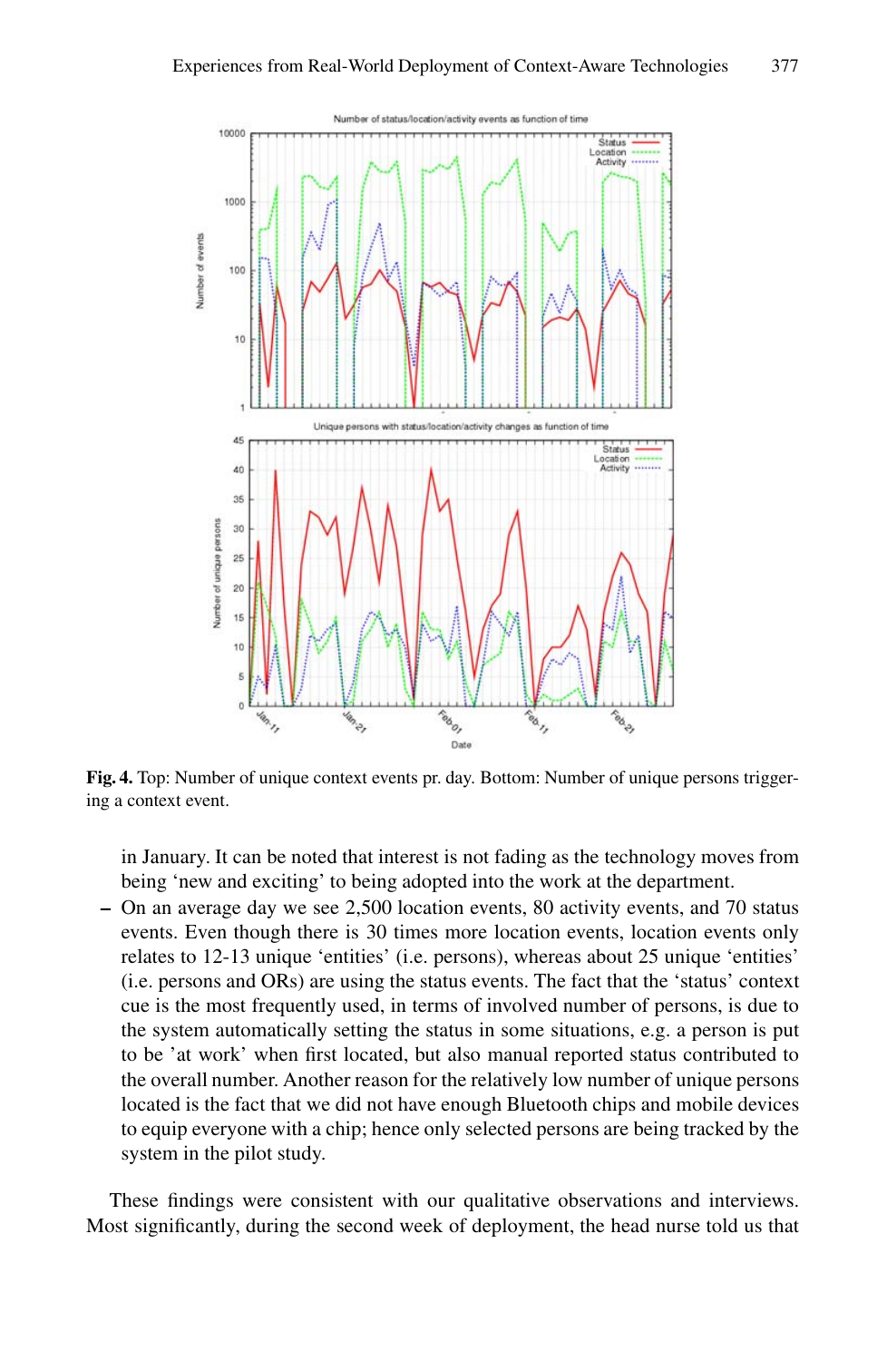**Fig. 4.** Top: Number of unique context events pr. day. Bottom: Number of unique persons triggering a context event.

in January. It can be noted that interest is not fading as the technology moves from being 'new and exciting' to being adopted into the work at the department.

- On an average day we see 2,500 location events, 80 activity events, and 70 status events. Even though there is 30 times more location events, location events only relates to 12-13 unique 'entities' (i.e. persons), whereas about 25 unique 'entities' (i.e. persons and ORs) are using the status events. The fact that the 'status' context cue is the most frequently used, in terms of involved number of persons, is due to the system automatically setting the status in some situations, e.g. a person is put to be 'at work' when first located, but also manual reported status contributed to the overall number. Another reason for the relatively low number of unique persons located is the fact that we did not have enough Bluetooth chips and mobile devices to equip everyone with a chip; hence only selected persons are being tracked by the system in the pilot study.

These findings were consistent with our qualitative observations and interviews. Most significantly, during the second week of deployment, the head nurse told us that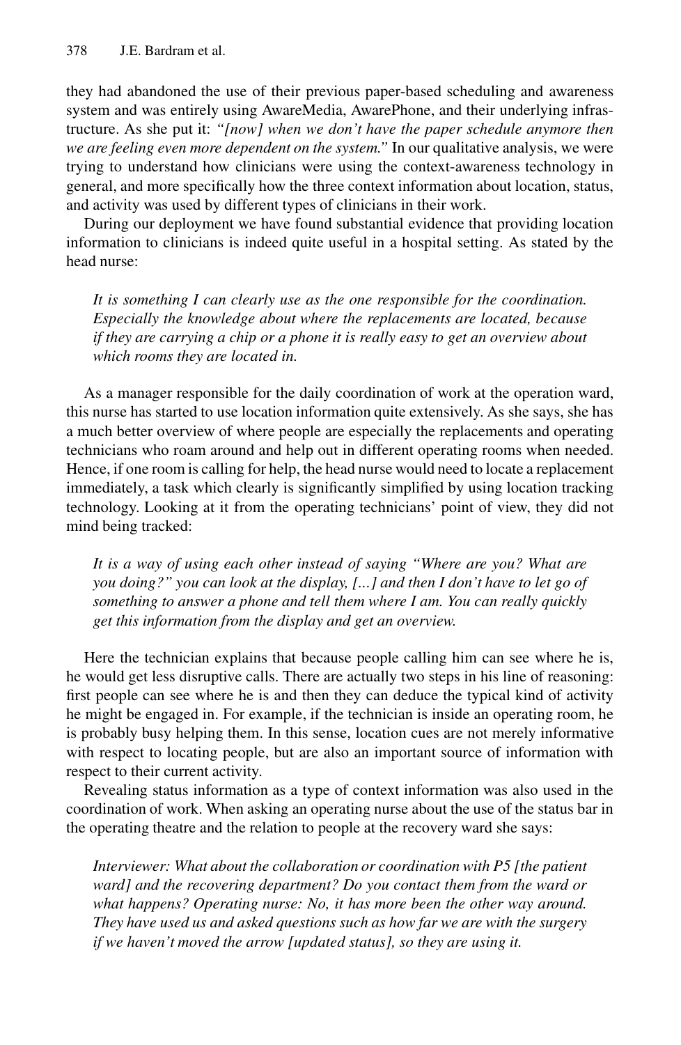they had abandoned the use of their previous paper-based scheduling and awareness system and was entirely using AwareMedia, AwarePhone, and their underlying infrastructure. As she put it: *"[now] when we don't have the paper schedule anymore then we are feeling even more dependent on the system."* In our qualitative analysis, we were trying to understand how clinicians were using the context-awareness technology in general, and more specifically how the three context information about location, status, and activity was used by different types of clinicians in their work.

During our deployment we have found substantial evidence that providing location information to clinicians is indeed quite useful in a hospital setting. As stated by the head nurse:

> *It is something I can clearly use as the one responsible for the coordination. Especially the knowledge about where the replacements are located, because if they are carrying a chip or a phone it is really easy to get an overview about which rooms they are located in.*

As a manager responsible for the daily coordination of work at the operation ward, this nurse has started to use location information quite extensively. As she says, she has a much better overview of where people are especially the replacements and operating technicians who roam around and help out in different operating rooms when needed. Hence, if one room is calling for help, the head nurse would need to locate a replacement immediately, a task which clearly is significantly simplified by using location tracking technology. Looking at it from the operating technicians' point of view, they did not mind being tracked:

> *It is a way of using each other instead of saying "Where are you? What are you doing?" you can look at the display, [...] and then I don't have to let go of something to answer a phone and tell them where I am. You can really quickly get this information from the display and get an overview.*

Here the technician explains that because people calling him can see where he is, he would get less disruptive calls. There are actually two steps in his line of reasoning: first people can see where he is and then they can deduce the typical kind of activity he might be engaged in. For example, if the technician is inside an operating room, he is probably busy helping them. In this sense, location cues are not merely informative with respect to locating people, but are also an important source of information with respect to their current activity.

Revealing status information as a type of context information was also used in the coordination of work. When asking an operating nurse about the use of the status bar in the operating theatre and the relation to people at the recovery ward she says:

> *Interviewer: What about the collaboration or coordination with P5 [the patient ward] and the recovering department? Do you contact them from the ward or what happens? Operating nurse: No, it has more been the other way around. They have used us and asked questions such as how far we are with the surgery if we haven't moved the arrow [updated status], so they are using it.*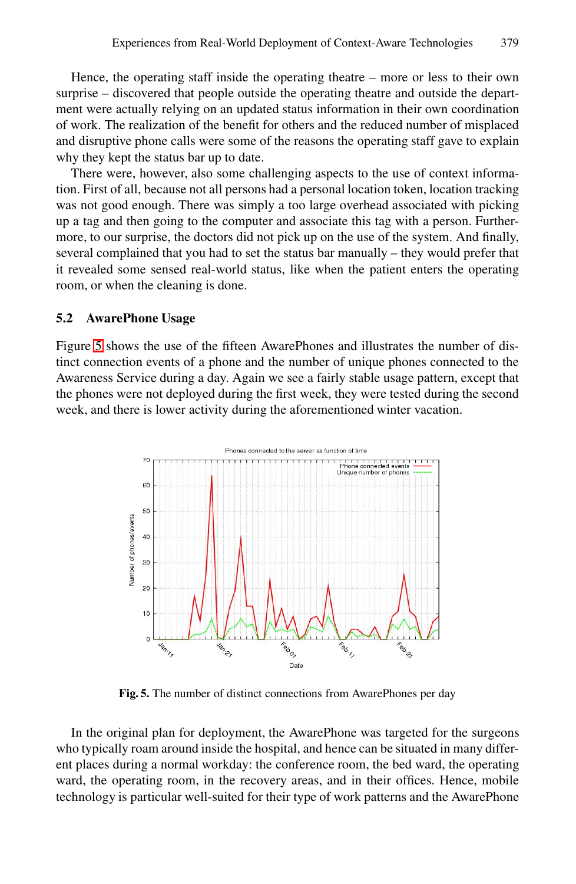Hence, the operating staff inside the operating theatre – more or less to their own surprise – discovered that people outside the operating theatre and outside the department were actually relying on an updated status information in their own coordination of work. The realization of the benefit for others and the reduced number of misplaced and disruptive phone calls were some of the reasons the operating staff gave to explain why they kept the status bar up to date.

There were, however, also some challenging aspects to the use of context information. First of all, because not all persons had a personal location token, location tracking was not good enough. There was simply a too large overhead associated with picking up a tag and then going to the computer and associate this tag with a person. Furthermore, to our surprise, the doctors did not pick up on the use of the system. And finally, several complained that you had to set the status bar manually – they would prefer that it revealed some sensed real-world status, like when the patient enters the operating room, or when the cleaning is done.

### 5.2 AwarePhone Usage

Figure 5 shows the use of the fifteen AwarePhones and illustrates the number of distinct connection events of a phone and the number of unique phones connected to the Awareness Service during a day. Again we see a fairly stable usage pattern, except that the phones were not deployed during the first week, they were tested during the second week, and there is lower activity during the aforementioned winter vacation.

Phones connected to the server as function of time

Phone connected events
Unique number of phones

Number of phones/events

0
10
20
30
40
50
60
70

Jan-11
Jan-21
Feb-01
Feb-11
Feb-21

Date

**Fig. 5.** The number of distinct connections from AwarePhones per day

In the original plan for deployment, the AwarePhone was targeted for the surgeons who typically roam around inside the hospital, and hence can be situated in many different places during a normal workday: the conference room, the bed ward, the operating ward, the operating room, in the recovery areas, and in their offices. Hence, mobile technology is particular well-suited for their type of work patterns and the AwarePhone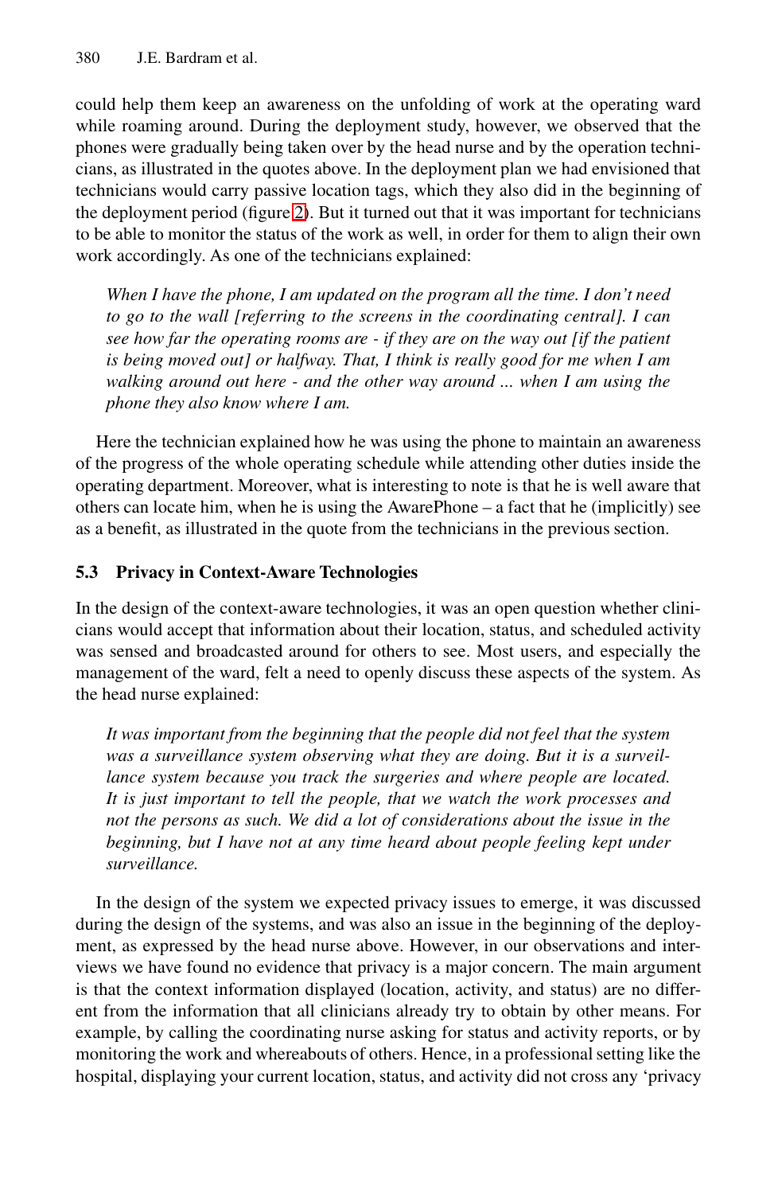could help them keep an awareness on the unfolding of work at the operating ward while roaming around. During the deployment study, however, we observed that the phones were gradually being taken over by the head nurse and by the operation technicians, as illustrated in the quotes above. In the deployment plan we had envisioned that technicians would carry passive location tags, which they also did in the beginning of the deployment period (figure 2). But it turned out that it was important for technicians to be able to monitor the status of the work as well, in order for them to align their own work accordingly. As one of the technicians explained:

> *When I have the phone, I am updated on the program all the time. I don't need to go to the wall [referring to the screens in the coordinating central]. I can see how far the operating rooms are - if they are on the way out [if the patient is being moved out] or halfway. That, I think is really good for me when I am walking around out here - and the other way around ... when I am using the phone they also know where I am.*

Here the technician explained how he was using the phone to maintain an awareness of the progress of the whole operating schedule while attending other duties inside the operating department. Moreover, what is interesting to note is that he is well aware that others can locate him, when he is using the AwarePhone – a fact that he (implicitly) see as a benefit, as illustrated in the quote from the technicians in the previous section.

### 5.3 Privacy in Context-Aware Technologies

In the design of the context-aware technologies, it was an open question whether clinicians would accept that information about their location, status, and scheduled activity was sensed and broadcasted around for others to see. Most users, and especially the management of the ward, felt a need to openly discuss these aspects of the system. As the head nurse explained:

> *It was important from the beginning that the people did not feel that the system was a surveillance system observing what they are doing. But it is a surveillance system because you track the surgeries and where people are located. It is just important to tell the people, that we watch the work processes and not the persons as such. We did a lot of considerations about the issue in the beginning, but I have not at any time heard about people feeling kept under surveillance.*

In the design of the system we expected privacy issues to emerge, it was discussed during the design of the systems, and was also an issue in the beginning of the deployment, as expressed by the head nurse above. However, in our observations and interviews we have found no evidence that privacy is a major concern. The main argument is that the context information displayed (location, activity, and status) are no different from the information that all clinicians already try to obtain by other means. For example, by calling the coordinating nurse asking for status and activity reports, or by monitoring the work and whereabouts of others. Hence, in a professional setting like the hospital, displaying your current location, status, and activity did not cross any 'privacy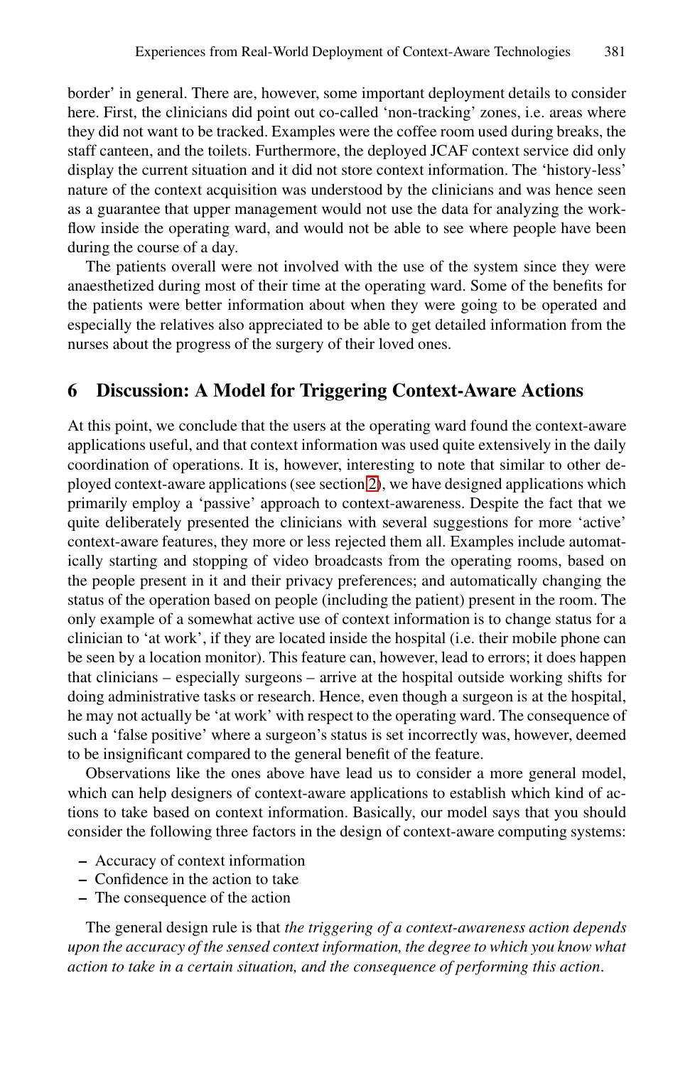border' in general. There are, however, some important deployment details to consider here. First, the clinicians did point out co-called 'non-tracking' zones, i.e. areas where they did not want to be tracked. Examples were the coffee room used during breaks, the staff canteen, and the toilets. Furthermore, the deployed JCAF context service did only display the current situation and it did not store context information. The 'history-less' nature of the context acquisition was understood by the clinicians and was hence seen as a guarantee that upper management would not use the data for analyzing the workflow inside the operating ward, and would not be able to see where people have been during the course of a day.

The patients overall were not involved with the use of the system since they were anaesthetized during most of their time at the operating ward. Some of the benefits for the patients were better information about when they were going to be operated and especially the relatives also appreciated to be able to get detailed information from the nurses about the progress of the surgery of their loved ones.

## 6 Discussion: A Model for Triggering Context-Aware Actions

At this point, we conclude that the users at the operating ward found the context-aware applications useful, and that context information was used quite extensively in the daily coordination of operations. It is, however, interesting to note that similar to other deployed context-aware applications (see section 2), we have designed applications which primarily employ a 'passive' approach to context-awareness. Despite the fact that we quite deliberately presented the clinicians with several suggestions for more 'active' context-aware features, they more or less rejected them all. Examples include automatically starting and stopping of video broadcasts from the operating rooms, based on the people present in it and their privacy preferences; and automatically changing the status of the operation based on people (including the patient) present in the room. The only example of a somewhat active use of context information is to change status for a clinician to 'at work', if they are located inside the hospital (i.e. their mobile phone can be seen by a location monitor). This feature can, however, lead to errors; it does happen that clinicians – especially surgeons – arrive at the hospital outside working shifts for doing administrative tasks or research. Hence, even though a surgeon is at the hospital, he may not actually be 'at work' with respect to the operating ward. The consequence of such a 'false positive' where a surgeon's status is set incorrectly was, however, deemed to be insignificant compared to the general benefit of the feature.

Observations like the ones above have lead us to consider a more general model, which can help designers of context-aware applications to establish which kind of actions to take based on context information. Basically, our model says that you should consider the following three factors in the design of context-aware computing systems:

- Accuracy of context information
- Confidence in the action to take
- The consequence of the action

The general design rule is that *the triggering of a context-awareness action depends upon the accuracy of the sensed context information, the degree to which you know what action to take in a certain situation, and the consequence of performing this action*.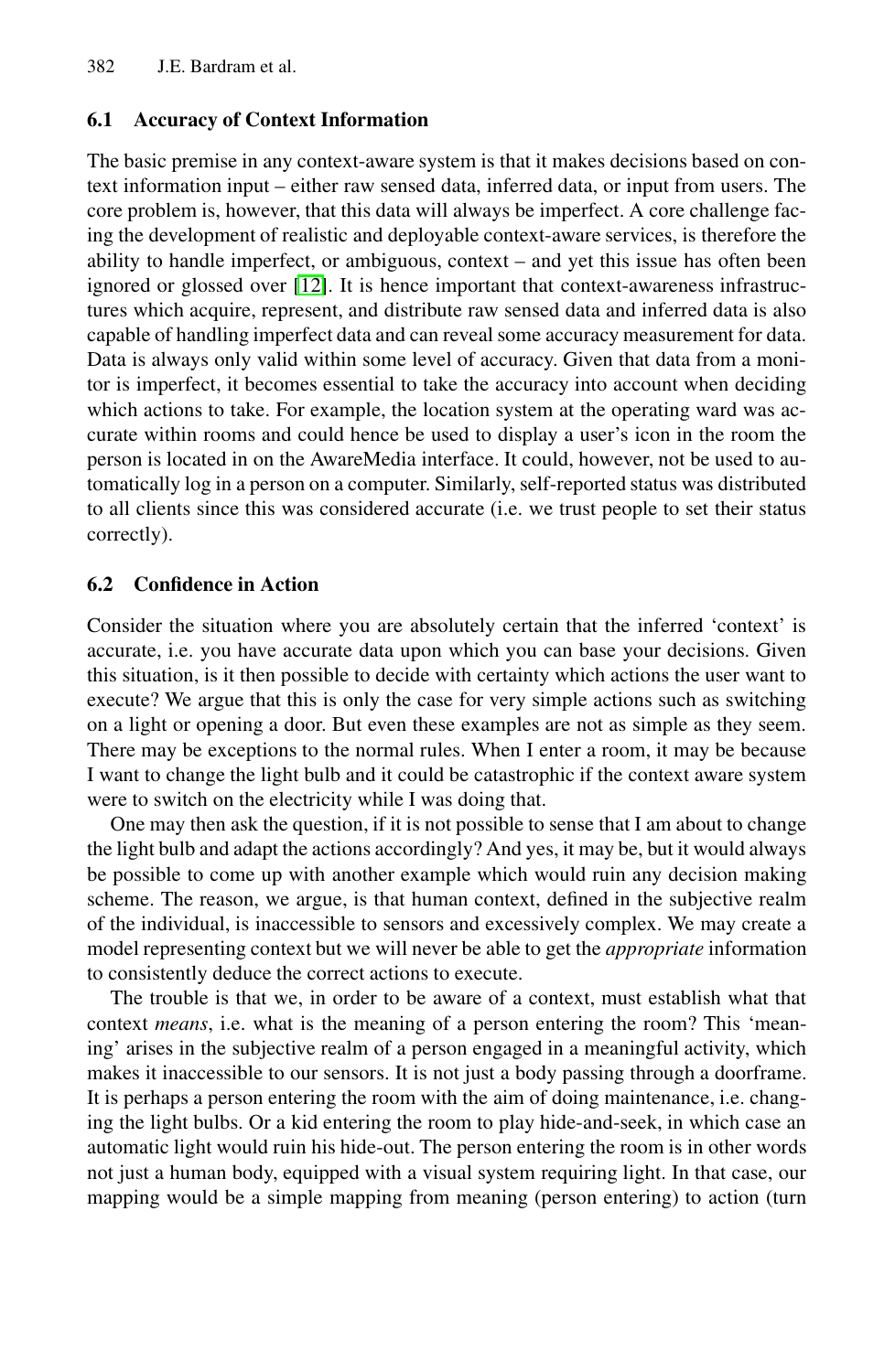### 6.1 Accuracy of Context Information

The basic premise in any context-aware system is that it makes decisions based on context information input – either raw sensed data, inferred data, or input from users. The core problem is, however, that this data will always be imperfect. A core challenge facing the development of realistic and deployable context-aware services, is therefore the ability to handle imperfect, or ambiguous, context – and yet this issue has often been ignored or glossed over [12]. It is hence important that context-awareness infrastructures which acquire, represent, and distribute raw sensed data and inferred data is also capable of handling imperfect data and can reveal some accuracy measurement for data. Data is always only valid within some level of accuracy. Given that data from a monitor is imperfect, it becomes essential to take the accuracy into account when deciding which actions to take. For example, the location system at the operating ward was accurate within rooms and could hence be used to display a user's icon in the room the person is located in on the AwareMedia interface. It could, however, not be used to automatically log in a person on a computer. Similarly, self-reported status was distributed to all clients since this was considered accurate (i.e. we trust people to set their status correctly).

### 6.2 Confidence in Action

Consider the situation where you are absolutely certain that the inferred 'context' is accurate, i.e. you have accurate data upon which you can base your decisions. Given this situation, is it then possible to decide with certainty which actions the user want to execute? We argue that this is only the case for very simple actions such as switching on a light or opening a door. But even these examples are not as simple as they seem. There may be exceptions to the normal rules. When I enter a room, it may be because I want to change the light bulb and it could be catastrophic if the context aware system were to switch on the electricity while I was doing that.

One may then ask the question, if it is not possible to sense that I am about to change the light bulb and adapt the actions accordingly? And yes, it may be, but it would always be possible to come up with another example which would ruin any decision making scheme. The reason, we argue, is that human context, defined in the subjective realm of the individual, is inaccessible to sensors and excessively complex. We may create a model representing context but we will never be able to get the *appropriate* information to consistently deduce the correct actions to execute.

The trouble is that we, in order to be aware of a context, must establish what that context *means*, i.e. what is the meaning of a person entering the room? This 'meaning' arises in the subjective realm of a person engaged in a meaningful activity, which makes it inaccessible to our sensors. It is not just a body passing through a doorframe. It is perhaps a person entering the room with the aim of doing maintenance, i.e. changing the light bulbs. Or a kid entering the room to play hide-and-seek, in which case an automatic light would ruin his hide-out. The person entering the room is in other words not just a human body, equipped with a visual system requiring light. In that case, our mapping would be a simple mapping from meaning (person entering) to action (turn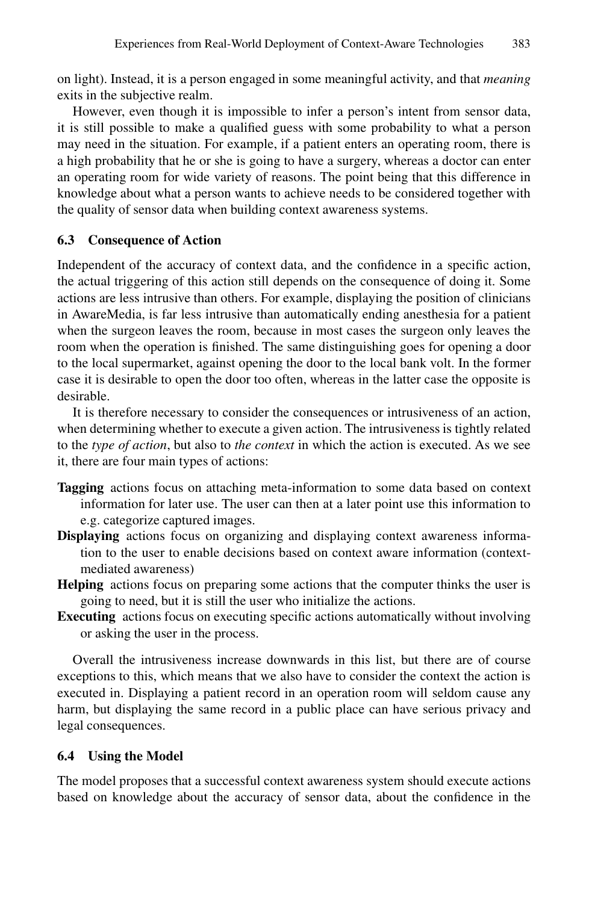on light). Instead, it is a person engaged in some meaningful activity, and that *meaning* exits in the subjective realm.

However, even though it is impossible to infer a person's intent from sensor data, it is still possible to make a qualified guess with some probability to what a person may need in the situation. For example, if a patient enters an operating room, there is a high probability that he or she is going to have a surgery, whereas a doctor can enter an operating room for wide variety of reasons. The point being that this difference in knowledge about what a person wants to achieve needs to be considered together with the quality of sensor data when building context awareness systems.

### 6.3 Consequence of Action

Independent of the accuracy of context data, and the confidence in a specific action, the actual triggering of this action still depends on the consequence of doing it. Some actions are less intrusive than others. For example, displaying the position of clinicians in AwareMedia, is far less intrusive than automatically ending anesthesia for a patient when the surgeon leaves the room, because in most cases the surgeon only leaves the room when the operation is finished. The same distinguishing goes for opening a door to the local supermarket, against opening the door to the local bank volt. In the former case it is desirable to open the door too often, whereas in the latter case the opposite is desirable.

It is therefore necessary to consider the consequences or intrusiveness of an action, when determining whether to execute a given action. The intrusiveness is tightly related to the *type of action*, but also to *the context* in which the action is executed. As we see it, there are four main types of actions:

**Tagging** actions focus on attaching meta-information to some data based on context information for later use. The user can then at a later point use this information to e.g. categorize captured images.

**Displaying** actions focus on organizing and displaying context awareness information to the user to enable decisions based on context aware information (context-mediated awareness)

**Helping** actions focus on preparing some actions that the computer thinks the user is going to need, but it is still the user who initialize the actions.

**Executing** actions focus on executing specific actions automatically without involving or asking the user in the process.

Overall the intrusiveness increase downwards in this list, but there are of course exceptions to this, which means that we also have to consider the context the action is executed in. Displaying a patient record in an operation room will seldom cause any harm, but displaying the same record in a public place can have serious privacy and legal consequences.

### 6.4 Using the Model

The model proposes that a successful context awareness system should execute actions based on knowledge about the accuracy of sensor data, about the confidence in the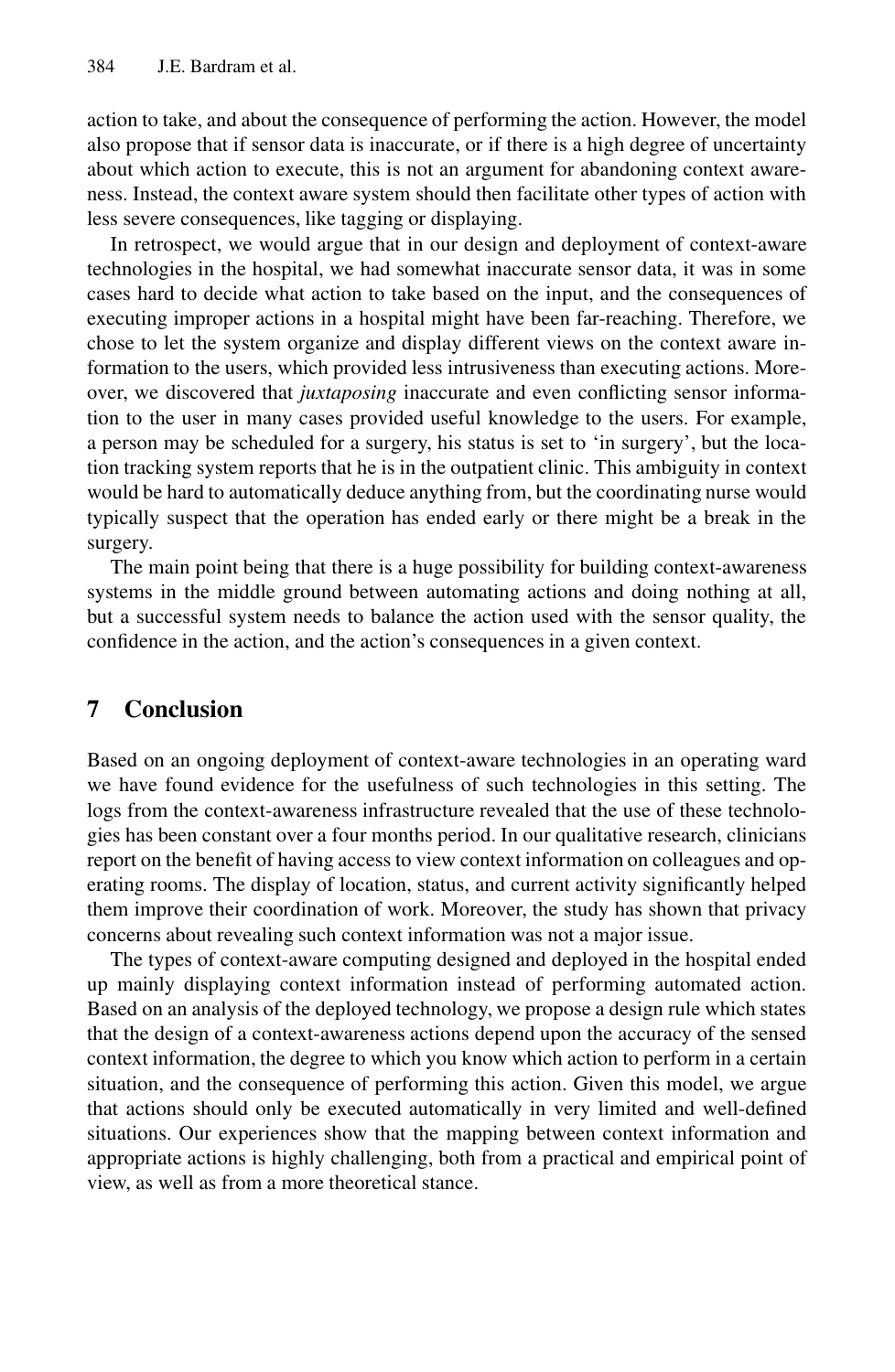action to take, and about the consequence of performing the action. However, the model also propose that if sensor data is inaccurate, or if there is a high degree of uncertainty about which action to execute, this is not an argument for abandoning context awareness. Instead, the context aware system should then facilitate other types of action with less severe consequences, like tagging or displaying.

In retrospect, we would argue that in our design and deployment of context-aware technologies in the hospital, we had somewhat inaccurate sensor data, it was in some cases hard to decide what action to take based on the input, and the consequences of executing improper actions in a hospital might have been far-reaching. Therefore, we chose to let the system organize and display different views on the context aware information to the users, which provided less intrusiveness than executing actions. Moreover, we discovered that *juxtaposing* inaccurate and even conflicting sensor information to the user in many cases provided useful knowledge to the users. For example, a person may be scheduled for a surgery, his status is set to 'in surgery', but the location tracking system reports that he is in the outpatient clinic. This ambiguity in context would be hard to automatically deduce anything from, but the coordinating nurse would typically suspect that the operation has ended early or there might be a break in the surgery.

The main point being that there is a huge possibility for building context-awareness systems in the middle ground between automating actions and doing nothing at all, but a successful system needs to balance the action used with the sensor quality, the confidence in the action, and the action's consequences in a given context.

## 7 Conclusion

Based on an ongoing deployment of context-aware technologies in an operating ward we have found evidence for the usefulness of such technologies in this setting. The logs from the context-awareness infrastructure revealed that the use of these technologies has been constant over a four months period. In our qualitative research, clinicians report on the benefit of having access to view context information on colleagues and operating rooms. The display of location, status, and current activity significantly helped them improve their coordination of work. Moreover, the study has shown that privacy concerns about revealing such context information was not a major issue.

The types of context-aware computing designed and deployed in the hospital ended up mainly displaying context information instead of performing automated action. Based on an analysis of the deployed technology, we propose a design rule which states that the design of a context-awareness actions depend upon the accuracy of the sensed context information, the degree to which you know which action to perform in a certain situation, and the consequence of performing this action. Given this model, we argue that actions should only be executed automatically in very limited and well-defined situations. Our experiences show that the mapping between context information and appropriate actions is highly challenging, both from a practical and empirical point of view, as well as from a more theoretical stance.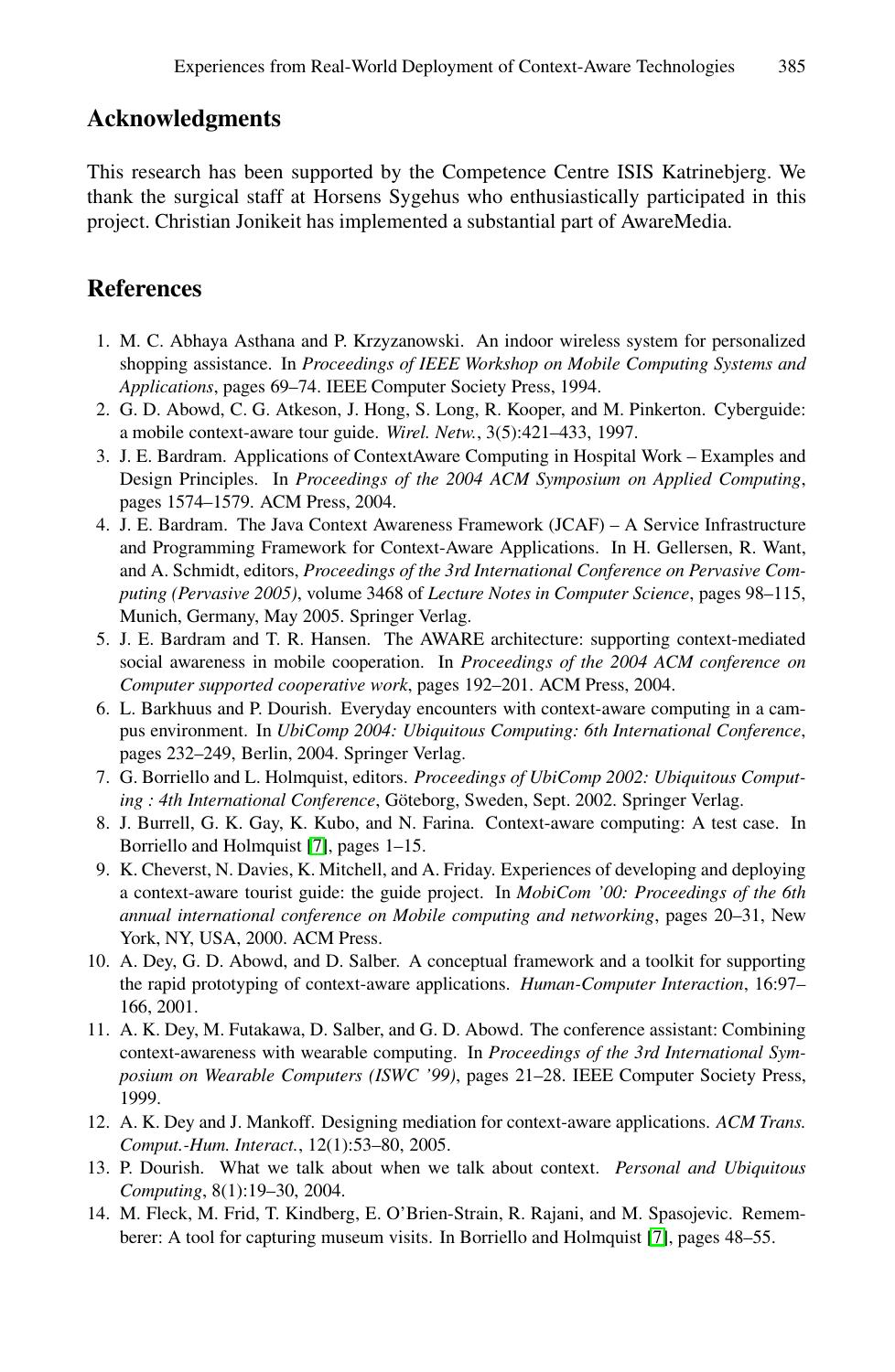## Acknowledgments

This research has been supported by the Competence Centre ISIS Katrinebjerg. We thank the surgical staff at Horsens Sygehus who enthusiastically participated in this project. Christian Jonikeit has implemented a substantial part of AwareMedia.

## References

1. M. C. Abhaya Asthana and P. Krzyzanowski. An indoor wireless system for personalized shopping assistance. In *Proceedings of IEEE Workshop on Mobile Computing Systems and Applications*, pages 69–74. IEEE Computer Society Press, 1994.
2. G. D. Abowd, C. G. Atkeson, J. Hong, S. Long, R. Kooper, and M. Pinkerton. Cyberguide: a mobile context-aware tour guide. *Wirel. Netw.*, 3(5):421–433, 1997.
3. J. E. Bardram. Applications of ContextAware Computing in Hospital Work – Examples and Design Principles. In *Proceedings of the 2004 ACM Symposium on Applied Computing*, pages 1574–1579. ACM Press, 2004.
4. J. E. Bardram. The Java Context Awareness Framework (JCAF) – A Service Infrastructure and Programming Framework for Context-Aware Applications. In H. Gellersen, R. Want, and A. Schmidt, editors, *Proceedings of the 3rd International Conference on Pervasive Computing (Pervasive 2005)*, volume 3468 of *Lecture Notes in Computer Science*, pages 98–115, Munich, Germany, May 2005. Springer Verlag.
5. J. E. Bardram and T. R. Hansen. The AWARE architecture: supporting context-mediated social awareness in mobile cooperation. In *Proceedings of the 2004 ACM conference on Computer supported cooperative work*, pages 192–201. ACM Press, 2004.
6. L. Barkhuus and P. Dourish. Everyday encounters with context-aware computing in a campus environment. In *UbiComp 2004: Ubiquitous Computing: 6th International Conference*, pages 232–249, Berlin, 2004. Springer Verlag.
7. G. Borriello and L. Holmquist, editors. *Proceedings of UbiComp 2002: Ubiquitous Computing : 4th International Conference*, Göteborg, Sweden, Sept. 2002. Springer Verlag.
8. J. Burrell, G. K. Gay, K. Kubo, and N. Farina. Context-aware computing: A test case. In Borriello and Holmquist [7], pages 1–15.
9. K. Cheverst, N. Davies, K. Mitchell, and A. Friday. Experiences of developing and deploying a context-aware tourist guide: the guide project. In *MobiCom '00: Proceedings of the 6th annual international conference on Mobile computing and networking*, pages 20–31, New York, NY, USA, 2000. ACM Press.
10. A. Dey, G. D. Abowd, and D. Salber. A conceptual framework and a toolkit for supporting the rapid prototyping of context-aware applications. *Human-Computer Interaction*, 16:97–166, 2001.
11. A. K. Dey, M. Futakawa, D. Salber, and G. D. Abowd. The conference assistant: Combining context-awareness with wearable computing. In *Proceedings of the 3rd International Symposium on Wearable Computers (ISWC '99)*, pages 21–28. IEEE Computer Society Press, 1999.
12. A. K. Dey and J. Mankoff. Designing mediation for context-aware applications. *ACM Trans. Comput.-Hum. Interact.*, 12(1):53–80, 2005.
13. P. Dourish. What we talk about when we talk about context. *Personal and Ubiquitous Computing*, 8(1):19–30, 2004.
14. M. Fleck, M. Frid, T. Kindberg, E. O'Brien-Strain, R. Rajani, and M. Spasojevic. Rememberer: A tool for capturing museum visits. In Borriello and Holmquist [7], pages 48–55.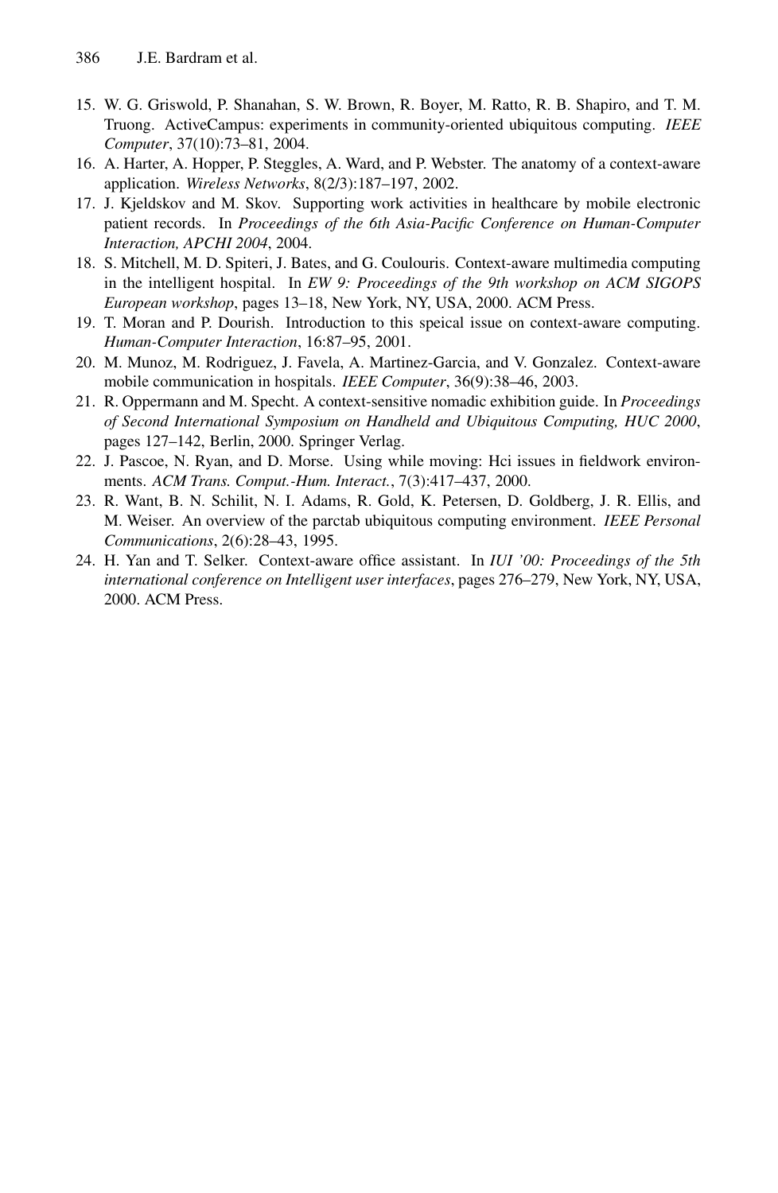15. W. G. Griswold, P. Shanahan, S. W. Brown, R. Boyer, M. Ratto, R. B. Shapiro, and T. M. Truong. ActiveCampus: experiments in community-oriented ubiquitous computing. *IEEE Computer*, 37(10):73–81, 2004.
16. A. Harter, A. Hopper, P. Steggles, A. Ward, and P. Webster. The anatomy of a context-aware application. *Wireless Networks*, 8(2/3):187–197, 2002.
17. J. Kjeldskov and M. Skov. Supporting work activities in healthcare by mobile electronic patient records. In *Proceedings of the 6th Asia-Pacific Conference on Human-Computer Interaction, APCHI 2004*, 2004.
18. S. Mitchell, M. D. Spiteri, J. Bates, and G. Coulouris. Context-aware multimedia computing in the intelligent hospital. In *EW 9: Proceedings of the 9th workshop on ACM SIGOPS European workshop*, pages 13–18, New York, NY, USA, 2000. ACM Press.
19. T. Moran and P. Dourish. Introduction to this speical issue on context-aware computing. *Human-Computer Interaction*, 16:87–95, 2001.
20. M. Munoz, M. Rodriguez, J. Favela, A. Martinez-Garcia, and V. Gonzalez. Context-aware mobile communication in hospitals. *IEEE Computer*, 36(9):38–46, 2003.
21. R. Oppermann and M. Specht. A context-sensitive nomadic exhibition guide. In *Proceedings of Second International Symposium on Handheld and Ubiquitous Computing, HUC 2000*, pages 127–142, Berlin, 2000. Springer Verlag.
22. J. Pascoe, N. Ryan, and D. Morse. Using while moving: Hci issues in fieldwork environments. *ACM Trans. Comput.-Hum. Interact.*, 7(3):417–437, 2000.
23. R. Want, B. N. Schilit, N. I. Adams, R. Gold, K. Petersen, D. Goldberg, J. R. Ellis, and M. Weiser. An overview of the parctab ubiquitous computing environment. *IEEE Personal Communications*, 2(6):28–43, 1995.
24. H. Yan and T. Selker. Context-aware office assistant. In *IUI '00: Proceedings of the 5th international conference on Intelligent user interfaces*, pages 276–279, New York, NY, USA, 2000. ACM Press.